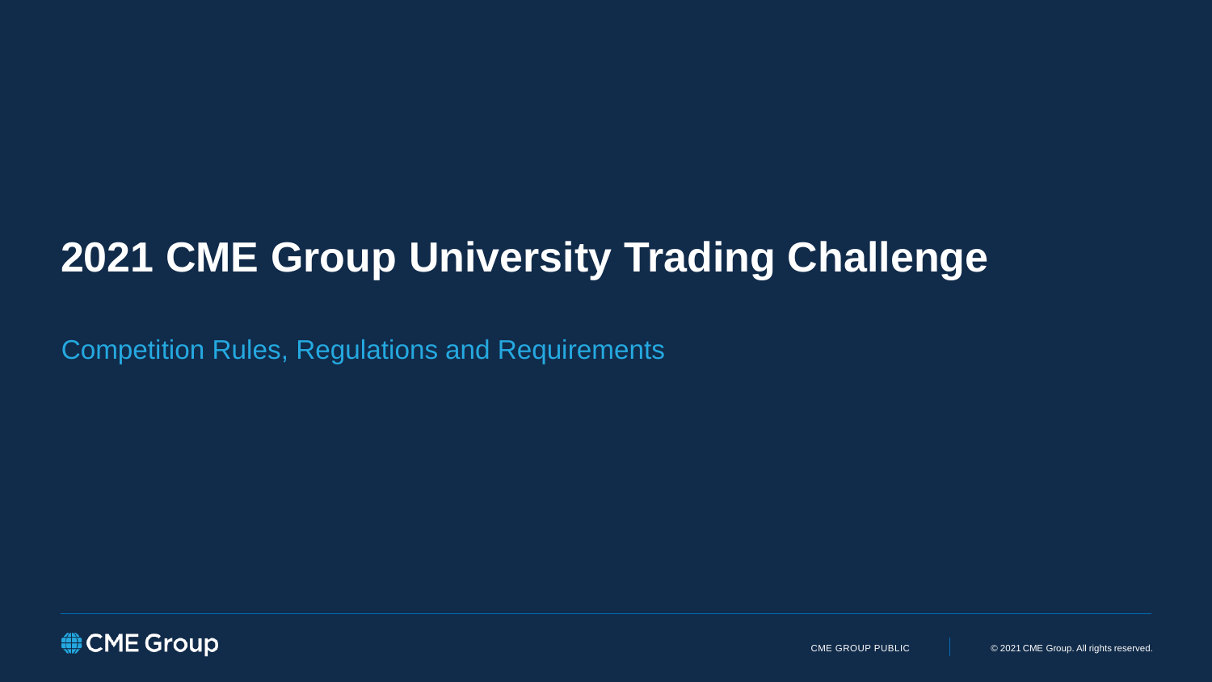# 2021 CME Group University Trading Challenge

Competition Rules, Regulations and Requirements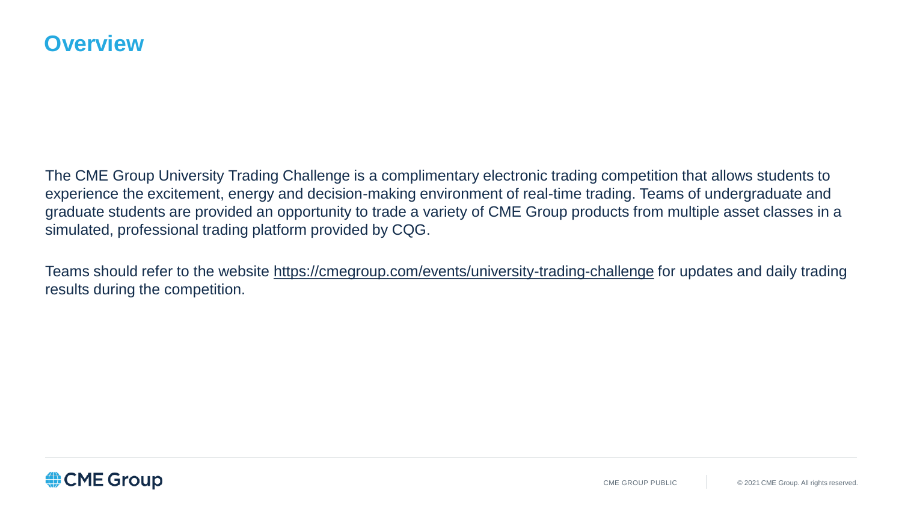# Overview

The CME Group University Trading Challenge is a complimentary electronic trading competition that allows students to experience the excitement, energy and decision-making environment of real-time trading. Teams of undergraduate and graduate students are provided an opportunity to trade a variety of CME Group products from multiple asset classes in a simulated, professional trading platform provided by CQG.

Teams should refer to the website [https://cmegroup.com/events/university-trading-challenge](https://cmegroup.com/events/university-trading-challenge) for updates and daily trading results during the competition.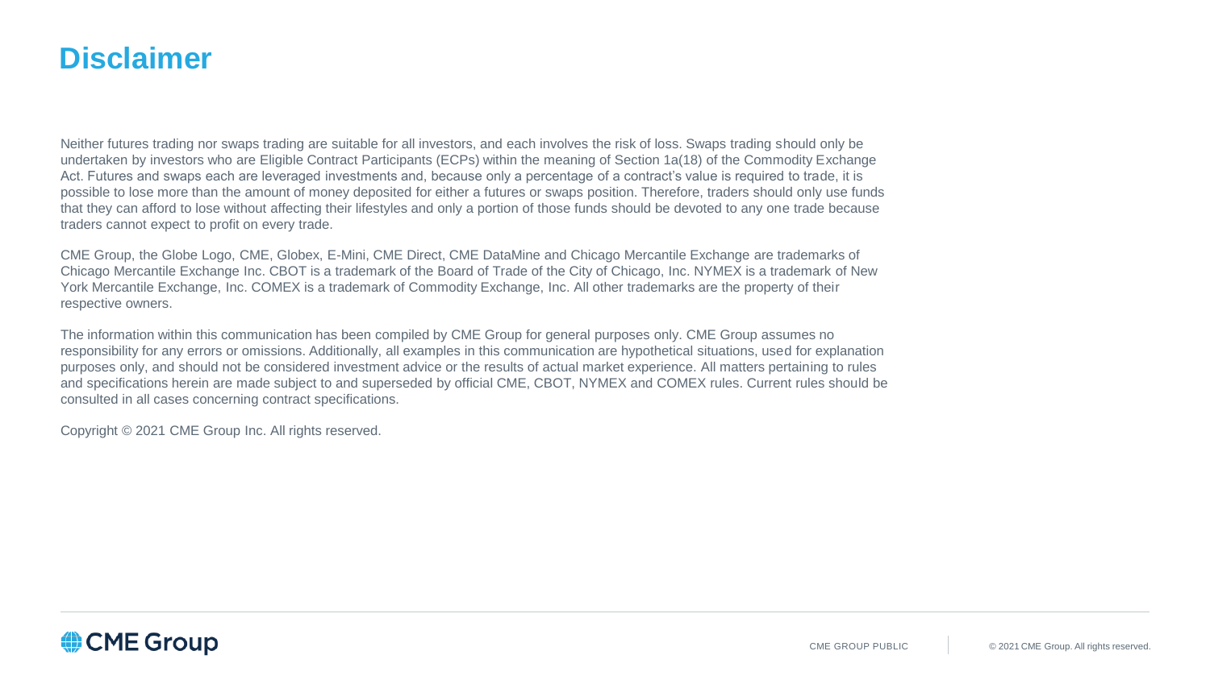# Disclaimer

Neither futures trading nor swaps trading are suitable for all investors, and each involves the risk of loss. Swaps trading should only be undertaken by investors who are Eligible Contract Participants (ECPs) within the meaning of Section 1a(18) of the Commodity Exchange Act. Futures and swaps each are leveraged investments and, because only a percentage of a contract's value is required to trade, it is possible to lose more than the amount of money deposited for either a futures or swaps position. Therefore, traders should only use funds that they can afford to lose without affecting their lifestyles and only a portion of those funds should be devoted to any one trade because traders cannot expect to profit on every trade.

CME Group, the Globe Logo, CME, Globex, E-Mini, CME Direct, CME DataMine and Chicago Mercantile Exchange are trademarks of Chicago Mercantile Exchange Inc. CBOT is a trademark of the Board of Trade of the City of Chicago, Inc. NYMEX is a trademark of New York Mercantile Exchange, Inc. COMEX is a trademark of Commodity Exchange, Inc. All other trademarks are the property of their respective owners.

The information within this communication has been compiled by CME Group for general purposes only. CME Group assumes no responsibility for any errors or omissions. Additionally, all examples in this communication are hypothetical situations, used for explanation purposes only, and should not be considered investment advice or the results of actual market experience. All matters pertaining to rules and specifications herein are made subject to and superseded by official CME, CBOT, NYMEX and COMEX rules. Current rules should be consulted in all cases concerning contract specifications.

Copyright © 2021 CME Group Inc. All rights reserved.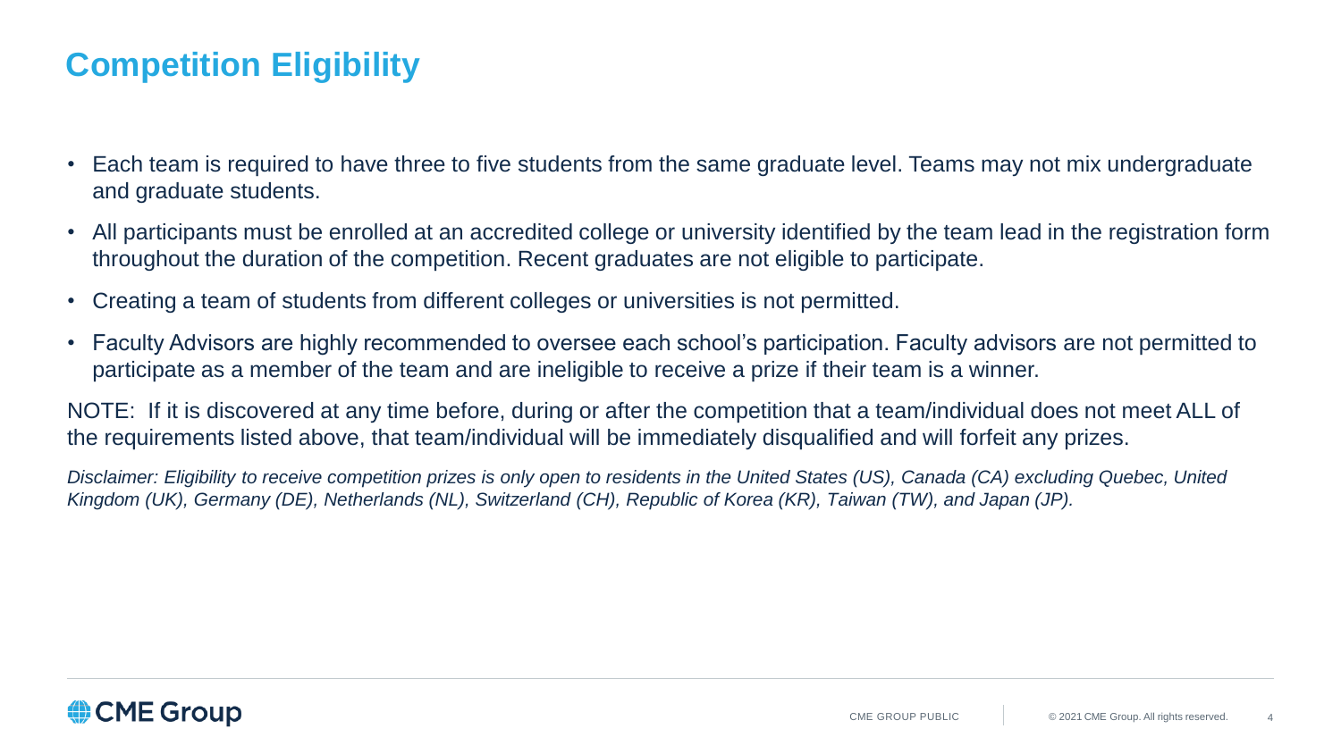# Competition Eligibility

- Each team is required to have three to five students from the same graduate level. Teams may not mix undergraduate and graduate students.
- All participants must be enrolled at an accredited college or university identified by the team lead in the registration form throughout the duration of the competition. Recent graduates are not eligible to participate.
- Creating a team of students from different colleges or universities is not permitted.
- Faculty Advisors are highly recommended to oversee each school's participation. Faculty advisors are not permitted to participate as a member of the team and are ineligible to receive a prize if their team is a winner.

NOTE: If it is discovered at any time before, during or after the competition that a team/individual does not meet ALL of the requirements listed above, that team/individual will be immediately disqualified and will forfeit any prizes.

*Disclaimer: Eligibility to receive competition prizes is only open to residents in the United States (US), Canada (CA) excluding Quebec, United Kingdom (UK), Germany (DE), Netherlands (NL), Switzerland (CH), Republic of Korea (KR), Taiwan (TW), and Japan (JP).*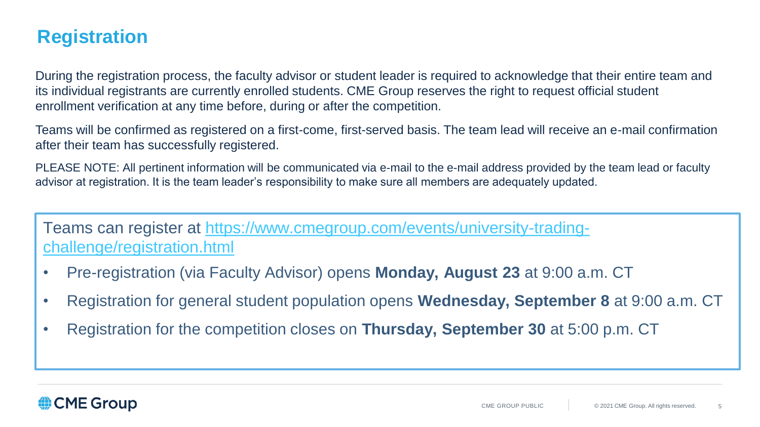# Registration

During the registration process, the faculty advisor or student leader is required to acknowledge that their entire team and its individual registrants are currently enrolled students. CME Group reserves the right to request official student enrollment verification at any time before, during or after the competition.

Teams will be confirmed as registered on a first-come, first-served basis. The team lead will receive an e-mail confirmation after their team has successfully registered.

PLEASE NOTE: All pertinent information will be communicated via e-mail to the e-mail address provided by the team lead or faculty advisor at registration. It is the team leader's responsibility to make sure all members are adequately updated.

Teams can register at [https://www.cmegroup.com/events/university-trading-challenge/registration.html](https://www.cmegroup.com/events/university-trading-challenge/registration.html)

- Pre-registration (via Faculty Advisor) opens **Monday, August 23** at 9:00 a.m. CT
- Registration for general student population opens **Wednesday, September 8** at 9:00 a.m. CT
- Registration for the competition closes on **Thursday, September 30** at 5:00 p.m. CT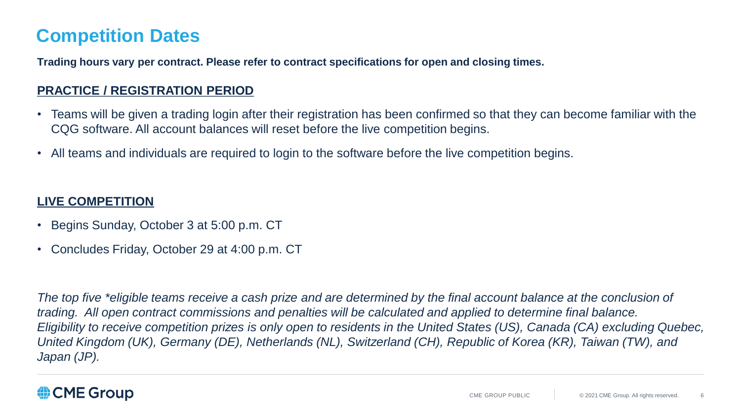# Competition Dates

**Trading hours vary per contract. Please refer to contract specifications for open and closing times.**

## PRACTICE / REGISTRATION PERIOD

- Teams will be given a trading login after their registration has been confirmed so that they can become familiar with the CQG software. All account balances will reset before the live competition begins.
- All teams and individuals are required to login to the software before the live competition begins.

## LIVE COMPETITION

- Begins Sunday, October 3 at 5:00 p.m. CT
- Concludes Friday, October 29 at 4:00 p.m. CT

*The top five *eligible teams receive a cash prize and are determined by the final account balance at the conclusion of trading. All open contract commissions and penalties will be calculated and applied to determine final balance. Eligibility to receive competition prizes is only open to residents in the United States (US), Canada (CA) excluding Quebec, United Kingdom (UK), Germany (DE), Netherlands (NL), Switzerland (CH), Republic of Korea (KR), Taiwan (TW), and Japan (JP).*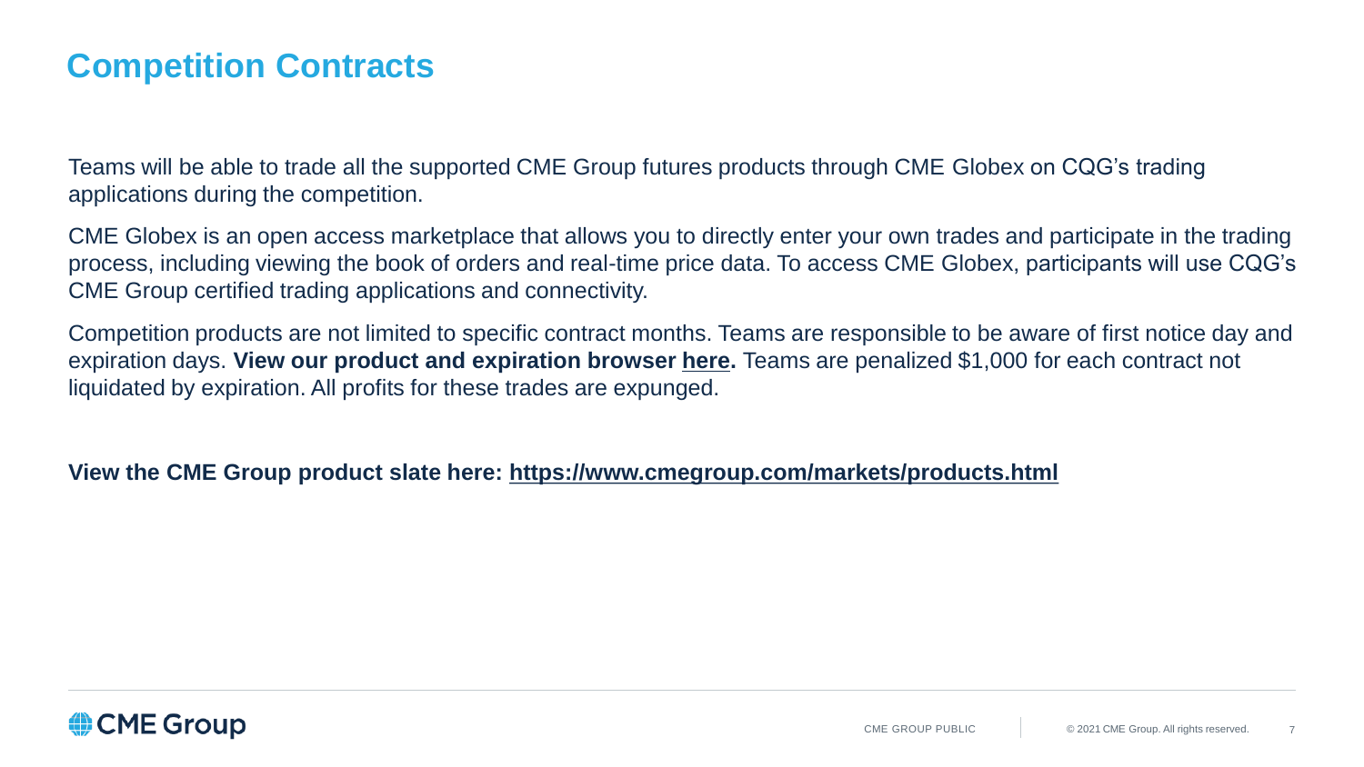# Competition Contracts

Teams will be able to trade all the supported CME Group futures products through CME Globex on CQG's trading applications during the competition.

CME Globex is an open access marketplace that allows you to directly enter your own trades and participate in the trading process, including viewing the book of orders and real-time price data. To access CME Globex, participants will use CQG's CME Group certified trading applications and connectivity.

Competition products are not limited to specific contract months. Teams are responsible to be aware of first notice day and expiration days. **View our product and expiration browser here.** Teams are penalized $1,000 for each contract not liquidated by expiration. All profits for these trades are expunged.

**View the CME Group product slate here: https://www.cmegroup.com/markets/products.html**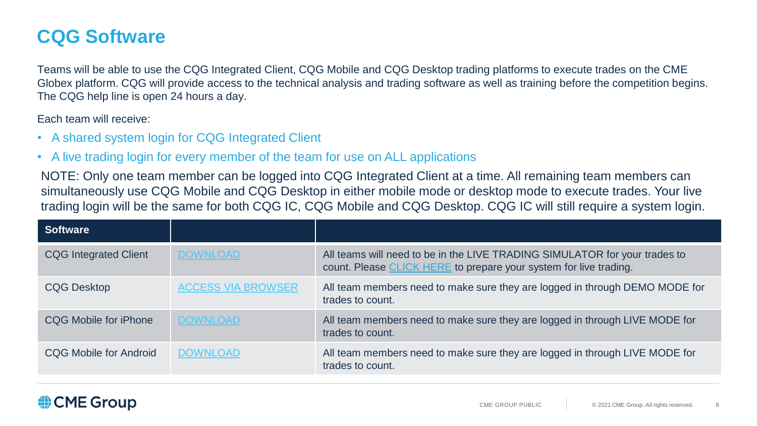# CQG Software

Teams will be able to use the CQG Integrated Client, CQG Mobile and CQG Desktop trading platforms to execute trades on the CME Globex platform. CQG will provide access to the technical analysis and trading software as well as training before the competition begins. The CQG help line is open 24 hours a day.

Each team will receive:

- A shared system login for CQG Integrated Client
- A live trading login for every member of the team for use on ALL applications

NOTE: Only one team member can be logged into CQG Integrated Client at a time. All remaining team members can simultaneously use CQG Mobile and CQG Desktop in either mobile mode or desktop mode to execute trades. Your live trading login will be the same for both CQG IC, CQG Mobile and CQG Desktop. CQG IC will still require a system login.

| Software | | |
|---|---|---|
| CQG Integrated Client | DOWNLOAD | All teams will need to be in the LIVE TRADING SIMULATOR for your trades to count. Please CLICK HERE to prepare your system for live trading. |
| CQG Desktop | ACCESS VIA BROWSER | All team members need to make sure they are logged in through DEMO MODE for trades to count. |
| CQG Mobile for iPhone | DOWNLOAD | All team members need to make sure they are logged in through LIVE MODE for trades to count. |
| CQG Mobile for Android | DOWNLOAD | All team members need to make sure they are logged in through LIVE MODE for trades to count. |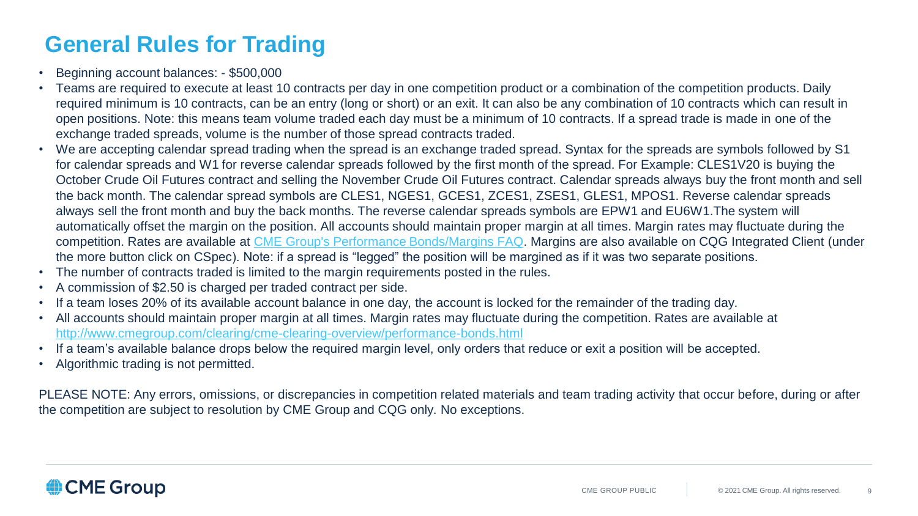# General Rules for Trading

- Beginning account balances: - $500,000
- Teams are required to execute at least 10 contracts per day in one competition product or a combination of the competition products. Daily required minimum is 10 contracts, can be an entry (long or short) or an exit. It can also be any combination of 10 contracts which can result in open positions. Note: this means team volume traded each day must be a minimum of 10 contracts. If a spread trade is made in one of the exchange traded spreads, volume is the number of those spread contracts traded.
- We are accepting calendar spread trading when the spread is an exchange traded spread. Syntax for the spreads are symbols followed by S1 for calendar spreads and W1 for reverse calendar spreads followed by the first month of the spread. For Example: CLES1V20 is buying the October Crude Oil Futures contract and selling the November Crude Oil Futures contract. Calendar spreads always buy the front month and sell the back month. The calendar spread symbols are CLES1, NGES1, GCES1, ZCES1, ZSES1, GLES1, MPOS1. Reverse calendar spreads always sell the front month and buy the back months. The reverse calendar spreads symbols are EPW1 and EU6W1.The system will automatically offset the margin on the position. All accounts should maintain proper margin at all times. Margin rates may fluctuate during the competition. Rates are available at [CME Group's Performance Bonds/Margins FAQ](). Margins are also available on CQG Integrated Client (under the more button click on CSpec). Note: if a spread is "legged" the position will be margined as if it was two separate positions.
- The number of contracts traded is limited to the margin requirements posted in the rules.
- A commission of $2.50 is charged per traded contract per side.
- If a team loses 20% of its available account balance in one day, the account is locked for the remainder of the trading day.
- All accounts should maintain proper margin at all times. Margin rates may fluctuate during the competition. Rates are available at http://www.cmegroup.com/clearing/cme-clearing-overview/performance-bonds.html
- If a team's available balance drops below the required margin level, only orders that reduce or exit a position will be accepted.
- Algorithmic trading is not permitted.

PLEASE NOTE: Any errors, omissions, or discrepancies in competition related materials and team trading activity that occur before, during or after the competition are subject to resolution by CME Group and CQG only. No exceptions.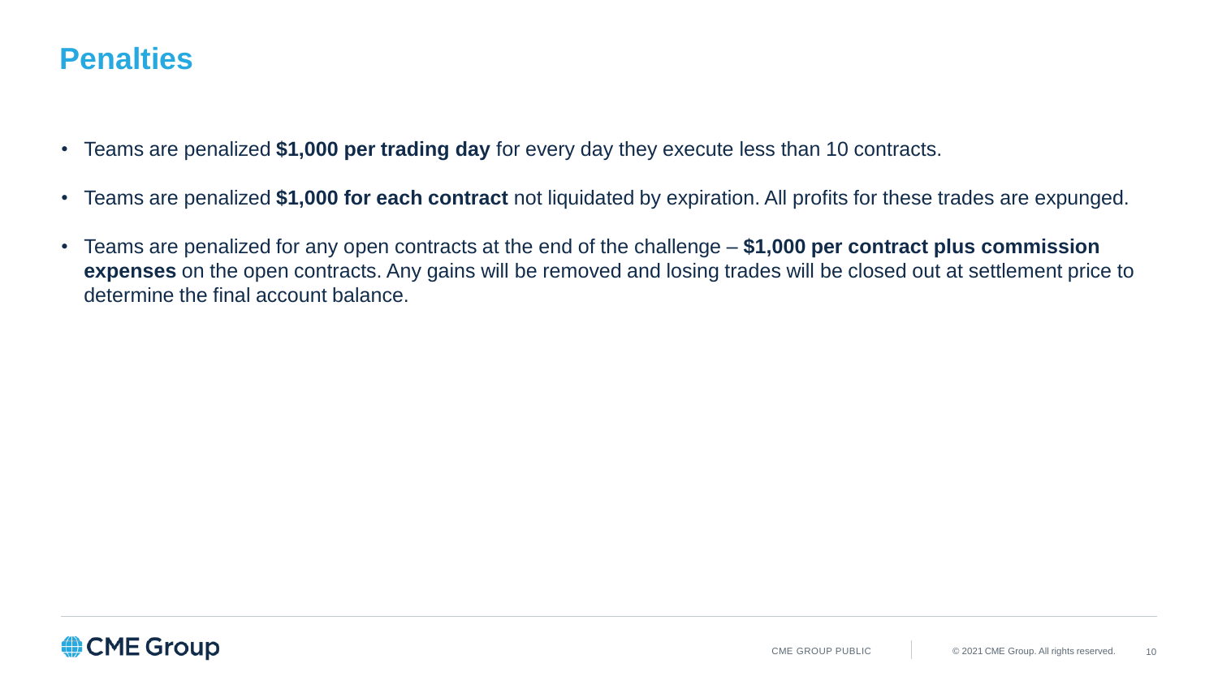# Penalties

- Teams are penalized **$1,000 per trading day** for every day they execute less than 10 contracts.
- Teams are penalized **$1,000 for each contract** not liquidated by expiration. All profits for these trades are expunged.
- Teams are penalized for any open contracts at the end of the challenge – **$1,000 per contract plus commission expenses** on the open contracts. Any gains will be removed and losing trades will be closed out at settlement price to determine the final account balance.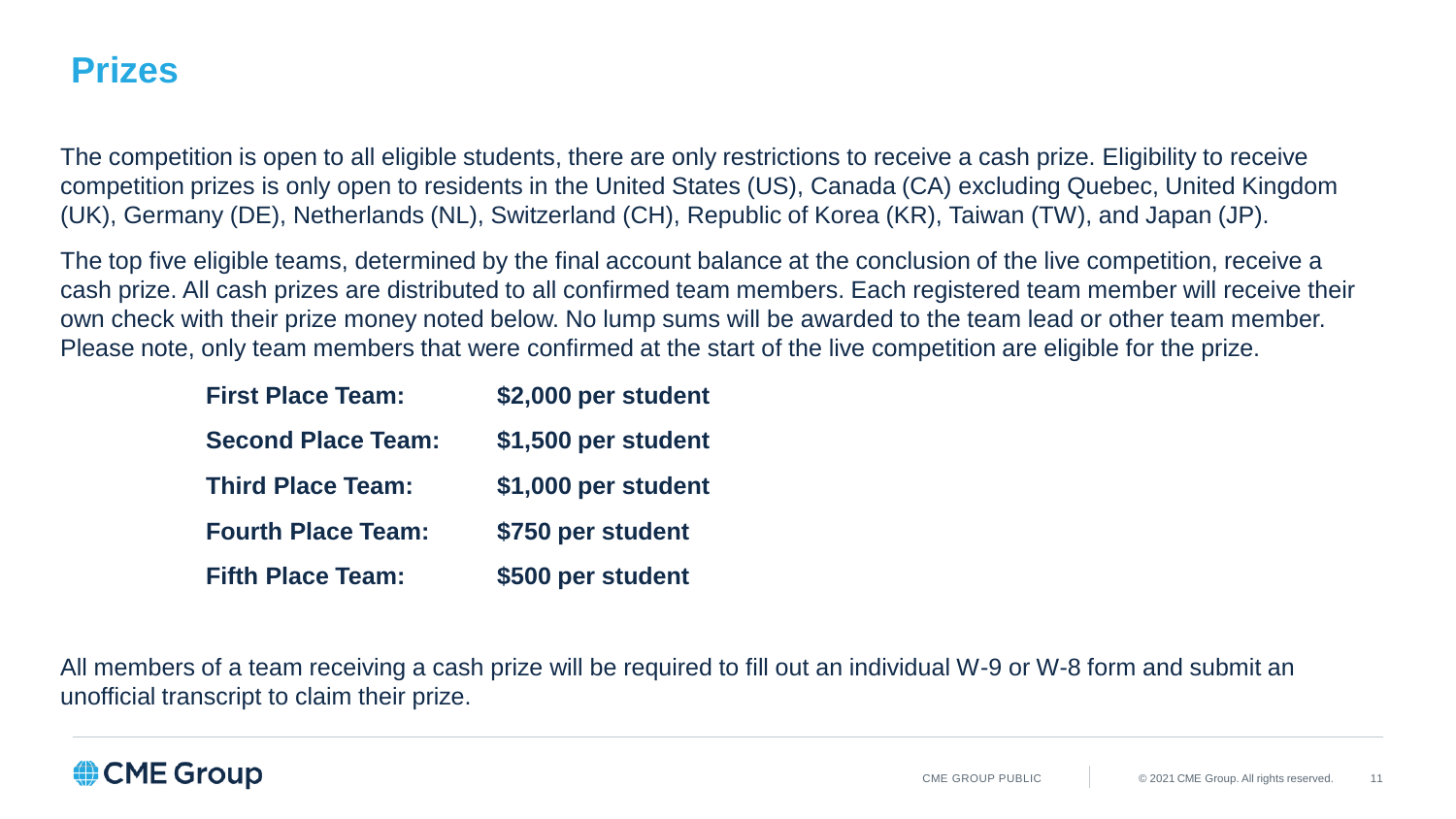# Prizes

The competition is open to all eligible students, there are only restrictions to receive a cash prize. Eligibility to receive competition prizes is only open to residents in the United States (US), Canada (CA) excluding Quebec, United Kingdom (UK), Germany (DE), Netherlands (NL), Switzerland (CH), Republic of Korea (KR), Taiwan (TW), and Japan (JP).

The top five eligible teams, determined by the final account balance at the conclusion of the live competition, receive a cash prize. All cash prizes are distributed to all confirmed team members. Each registered team member will receive their own check with their prize money noted below. No lump sums will be awarded to the team lead or other team member. Please note, only team members that were confirmed at the start of the live competition are eligible for the prize.

| | |
|---|---|
| **First Place Team:** | **$2,000 per student** |
| **Second Place Team:** | **$1,500 per student** |
| **Third Place Team:** | **$1,000 per student** |
| **Fourth Place Team:** | **$750 per student** |
| **Fifth Place Team:** | **$500 per student** |

All members of a team receiving a cash prize will be required to fill out an individual W-9 or W-8 form and submit an unofficial transcript to claim their prize.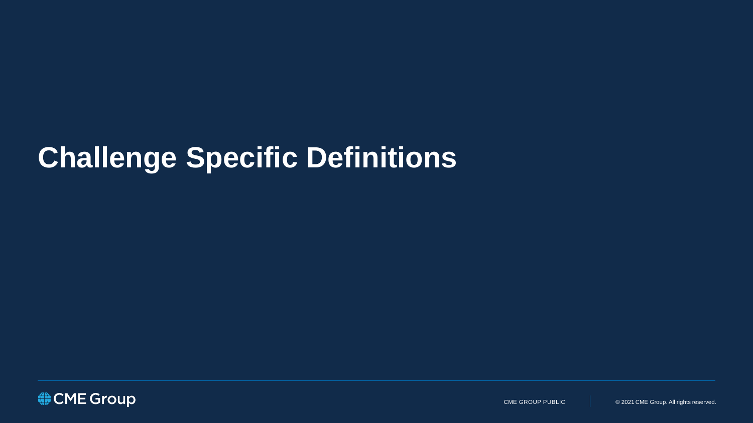# Challenge Specific Definitions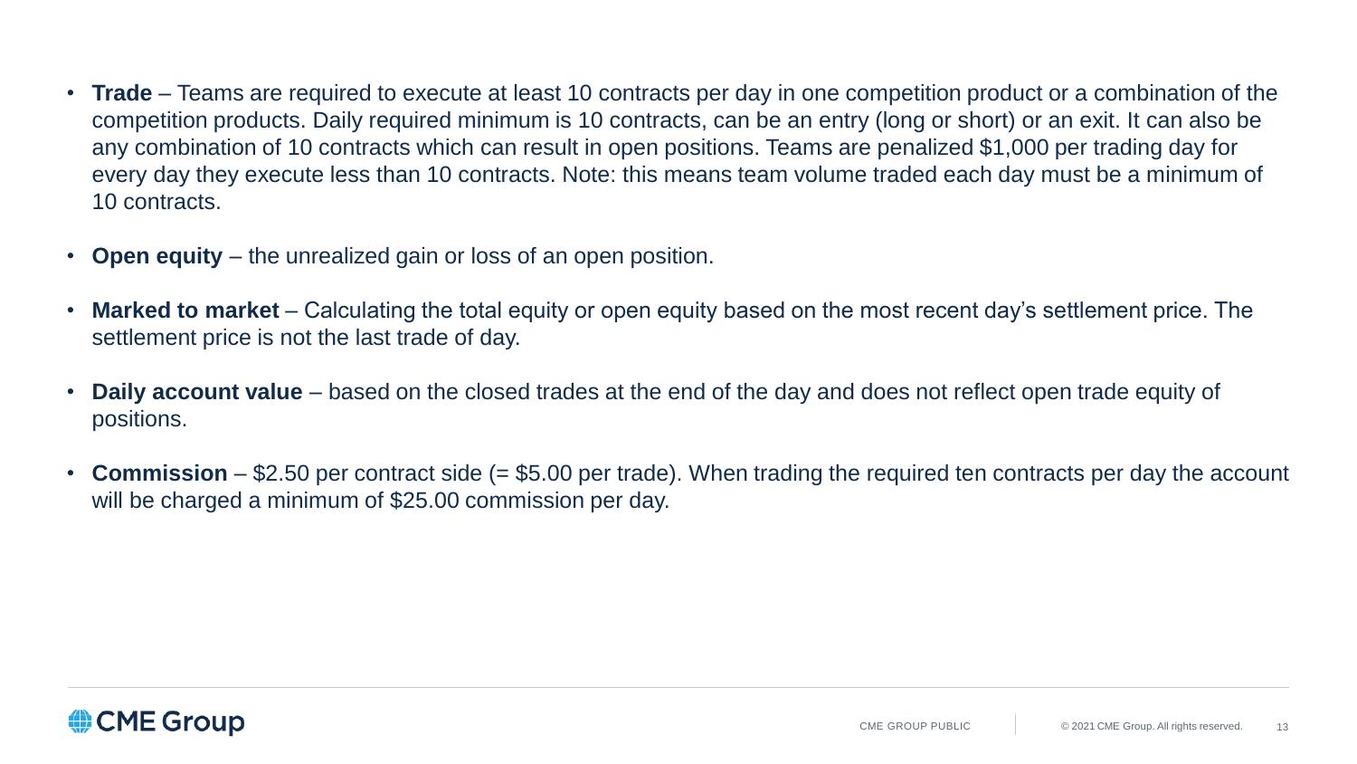- **Trade** – Teams are required to execute at least 10 contracts per day in one competition product or a combination of the competition products. Daily required minimum is 10 contracts, can be an entry (long or short) or an exit. It can also be any combination of 10 contracts which can result in open positions. Teams are penalized $1,000 per trading day for every day they execute less than 10 contracts. Note: this means team volume traded each day must be a minimum of 10 contracts.

- **Open equity** – the unrealized gain or loss of an open position.

- **Marked to market** – Calculating the total equity or open equity based on the most recent day's settlement price. The settlement price is not the last trade of day.

- **Daily account value** – based on the closed trades at the end of the day and does not reflect open trade equity of positions.

- **Commission** – $2.50 per contract side (= $5.00 per trade). When trading the required ten contracts per day the account will be charged a minimum of $25.00 commission per day.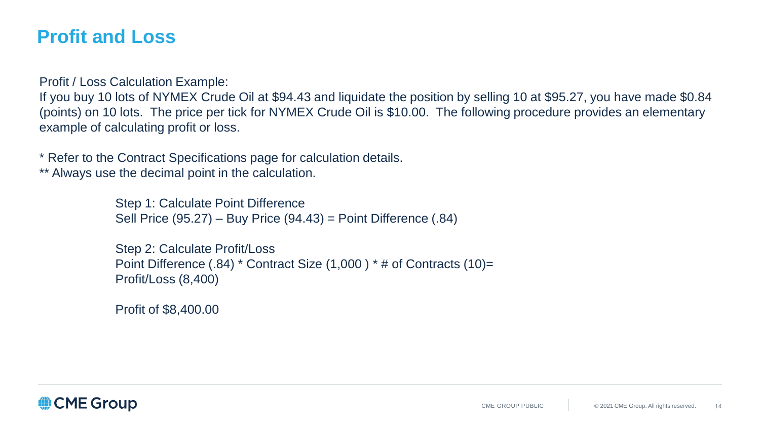# Profit and Loss

Profit / Loss Calculation Example:
If you buy 10 lots of NYMEX Crude Oil at $94.43 and liquidate the position by selling 10 at $95.27, you have made $0.84 (points) on 10 lots. The price per tick for NYMEX Crude Oil is $10.00. The following procedure provides an elementary example of calculating profit or loss.

* Refer to the Contract Specifications page for calculation details.
** Always use the decimal point in the calculation.

Step 1: Calculate Point Difference
Sell Price (95.27) – Buy Price (94.43) = Point Difference (.84)

Step 2: Calculate Profit/Loss
Point Difference (.84) * Contract Size (1,000 ) * # of Contracts (10)=
Profit/Loss (8,400)

Profit of $8,400.00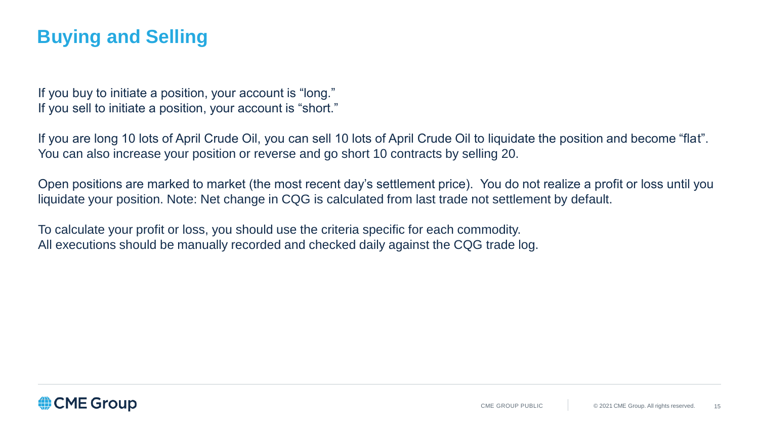# Buying and Selling

If you buy to initiate a position, your account is “long.”
If you sell to initiate a position, your account is “short.”

If you are long 10 lots of April Crude Oil, you can sell 10 lots of April Crude Oil to liquidate the position and become “flat”. You can also increase your position or reverse and go short 10 contracts by selling 20.

Open positions are marked to market (the most recent day’s settlement price). You do not realize a profit or loss until you liquidate your position. Note: Net change in CQG is calculated from last trade not settlement by default.

To calculate your profit or loss, you should use the criteria specific for each commodity.
All executions should be manually recorded and checked daily against the CQG trade log.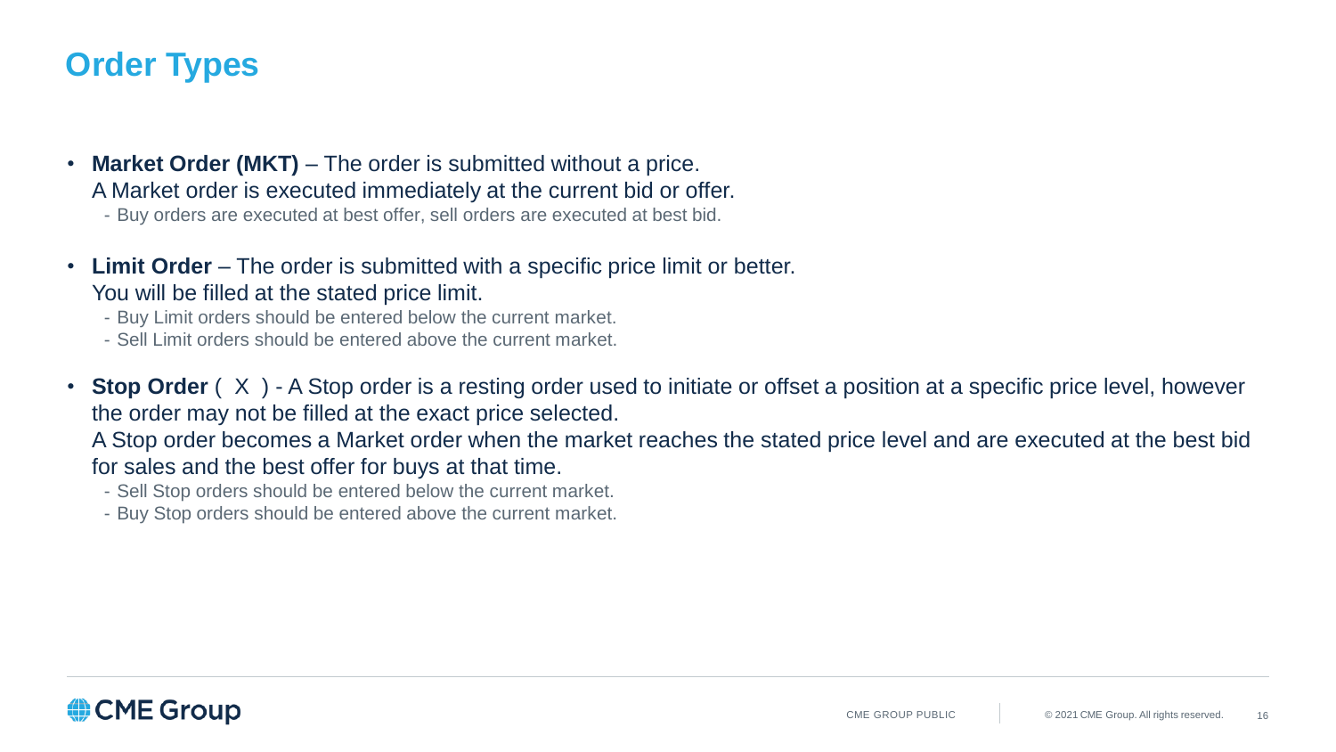# Order Types

- **Market Order (MKT)** – The order is submitted without a price.
  A Market order is executed immediately at the current bid or offer.
  - Buy orders are executed at best offer, sell orders are executed at best bid.

- **Limit Order** – The order is submitted with a specific price limit or better.
  You will be filled at the stated price limit.
  - Buy Limit orders should be entered below the current market.
  - Sell Limit orders should be entered above the current market.

- **Stop Order** ( X ) - A Stop order is a resting order used to initiate or offset a position at a specific price level, however the order may not be filled at the exact price selected.
  A Stop order becomes a Market order when the market reaches the stated price level and are executed at the best bid for sales and the best offer for buys at that time.
  - Sell Stop orders should be entered below the current market.
  - Buy Stop orders should be entered above the current market.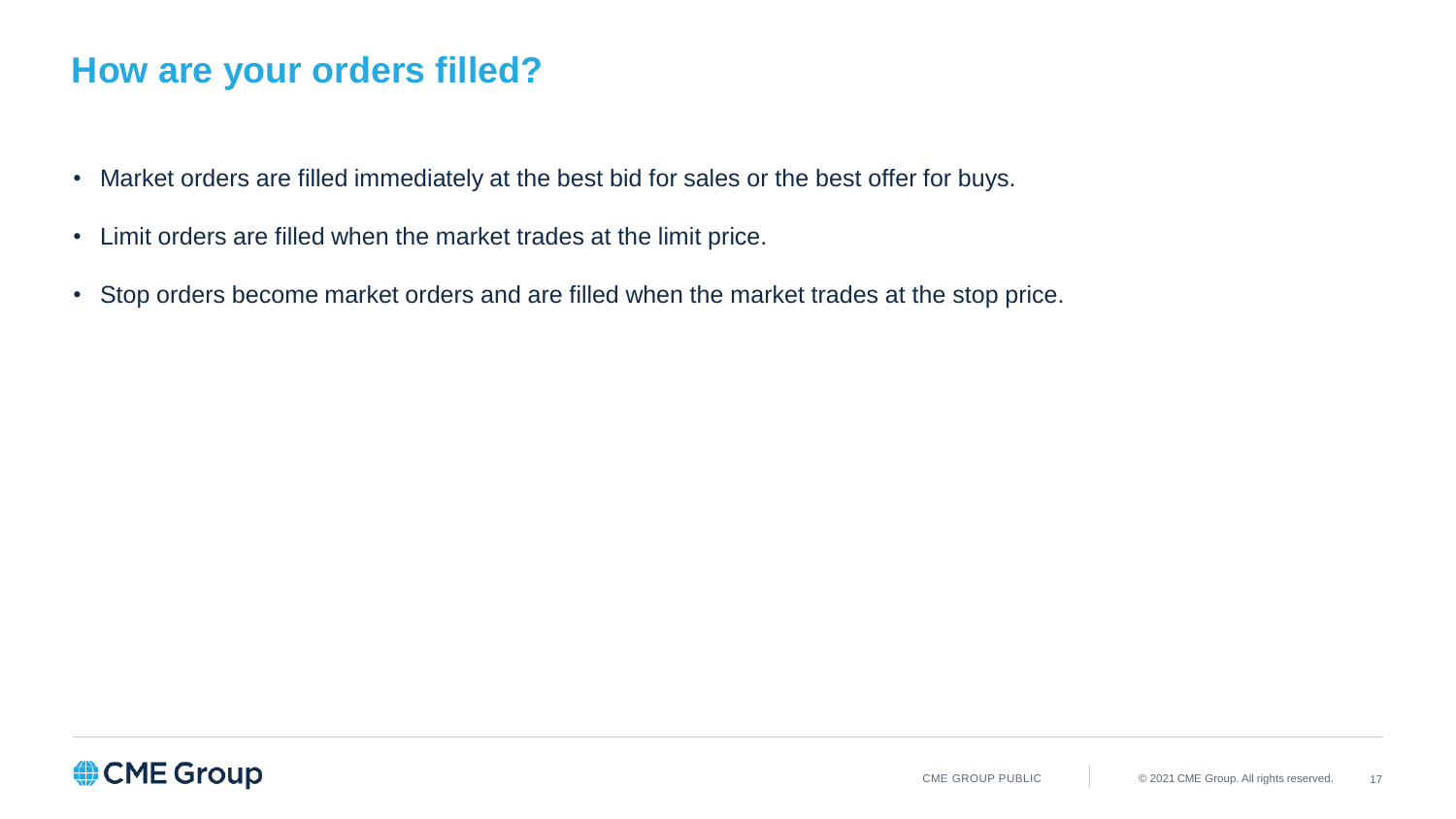# How are your orders filled?

- Market orders are filled immediately at the best bid for sales or the best offer for buys.
- Limit orders are filled when the market trades at the limit price.
- Stop orders become market orders and are filled when the market trades at the stop price.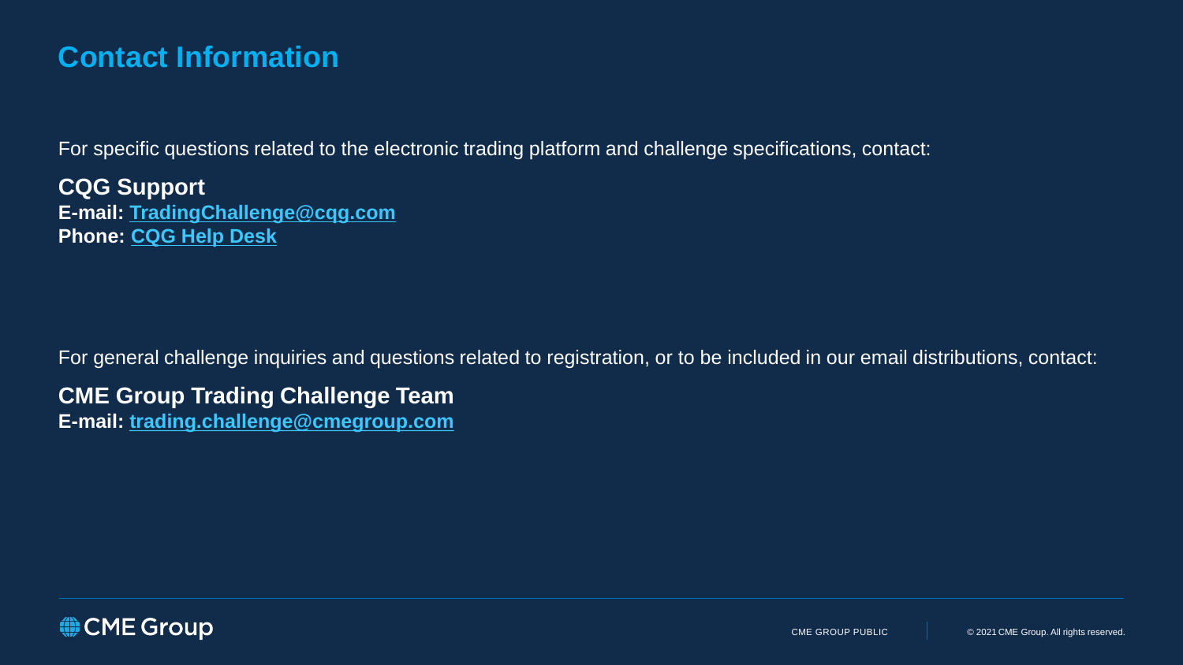# Contact Information

For specific questions related to the electronic trading platform and challenge specifications, contact:

**CQG Support**
**E-mail: TradingChallenge@cqg.com**
**Phone: CQG Help Desk**

For general challenge inquiries and questions related to registration, or to be included in our email distributions, contact:

**CME Group Trading Challenge Team**
**E-mail: trading.challenge@cmegroup.com**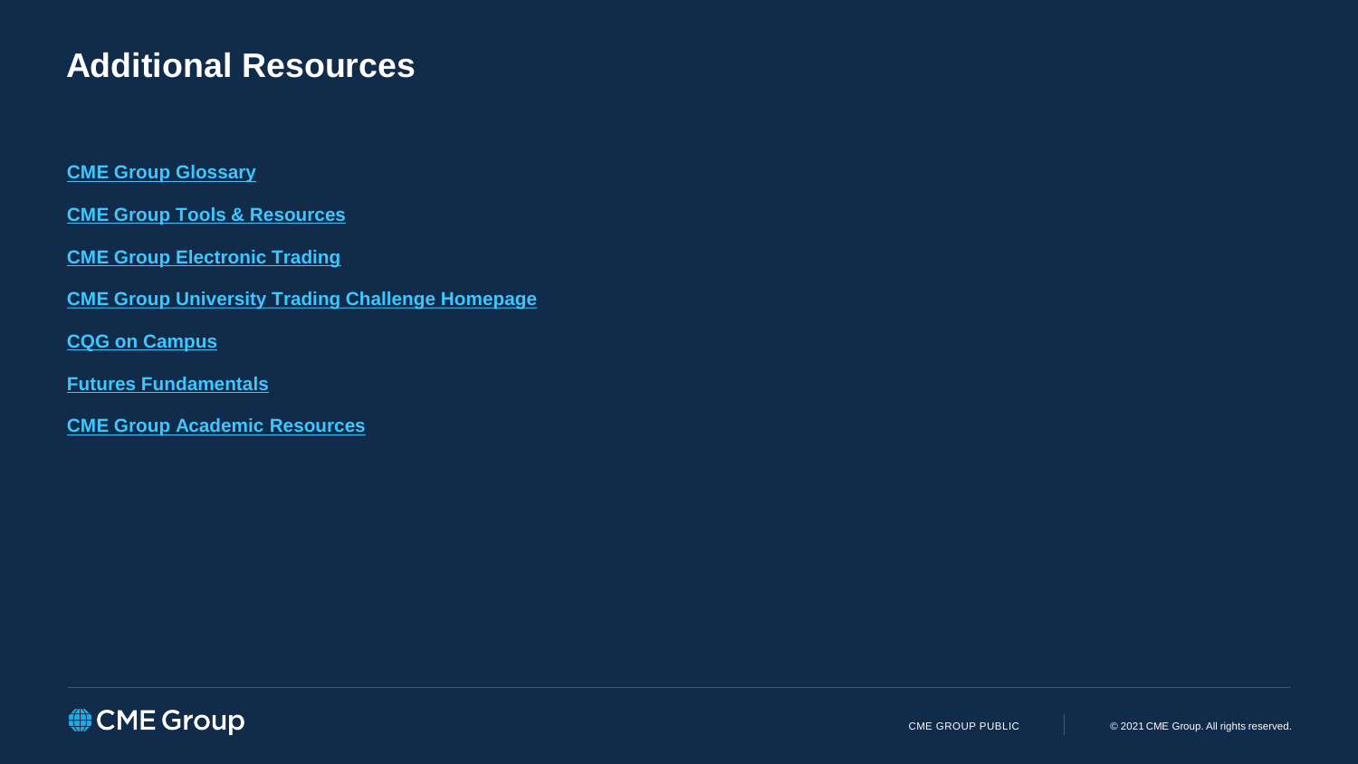# Additional Resources

**CME Group Glossary**

**CME Group Tools & Resources**

**CME Group Electronic Trading**

**CME Group University Trading Challenge Homepage**

**CQG on Campus**

**Futures Fundamentals**

**CME Group Academic Resources**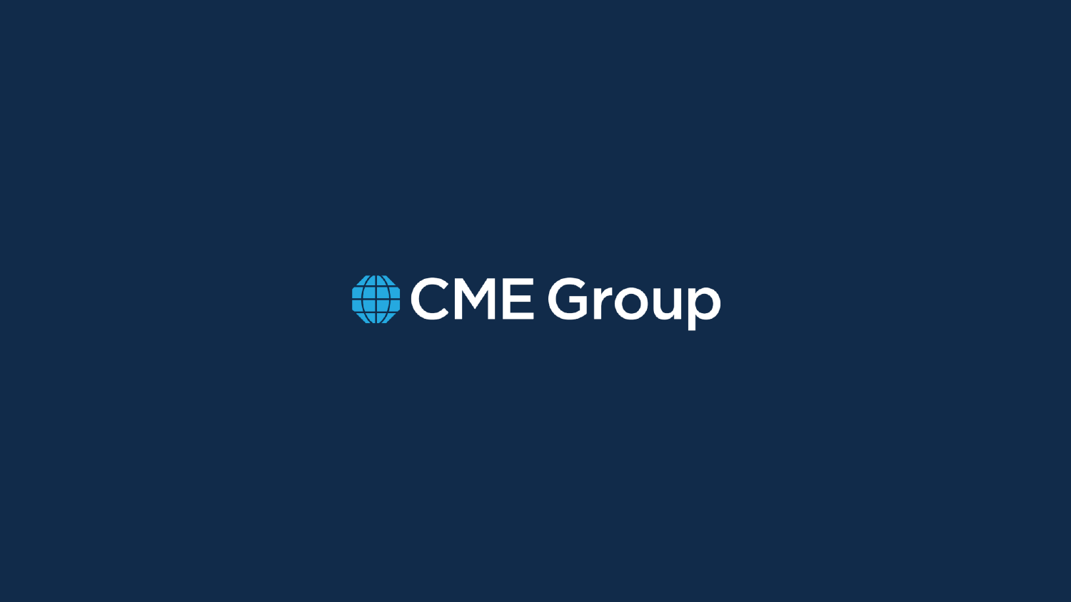CME Group